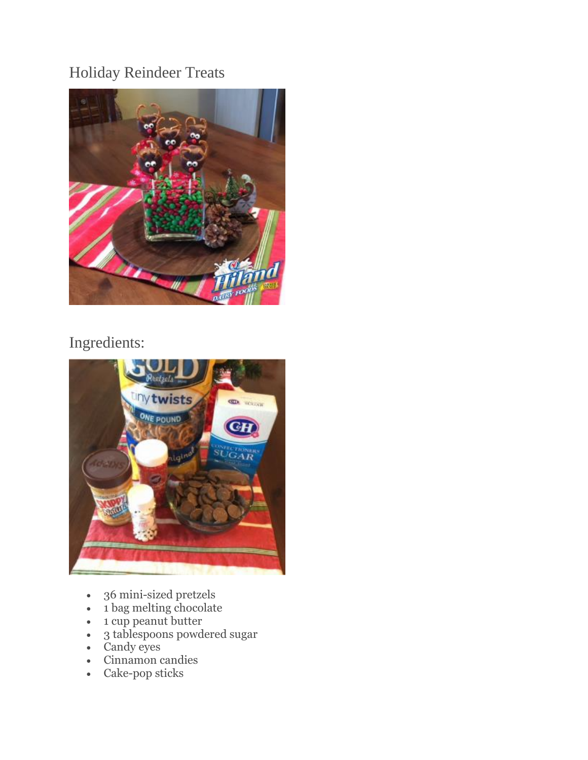# Holiday Reindeer Treats

## Ingredients:

- 36 mini-sized pretzels
- 1 bag melting chocolate
- 1 cup peanut butter
- 3 tablespoons powdered sugar
- Candy eyes
- Cinnamon candies
- Cake-pop sticks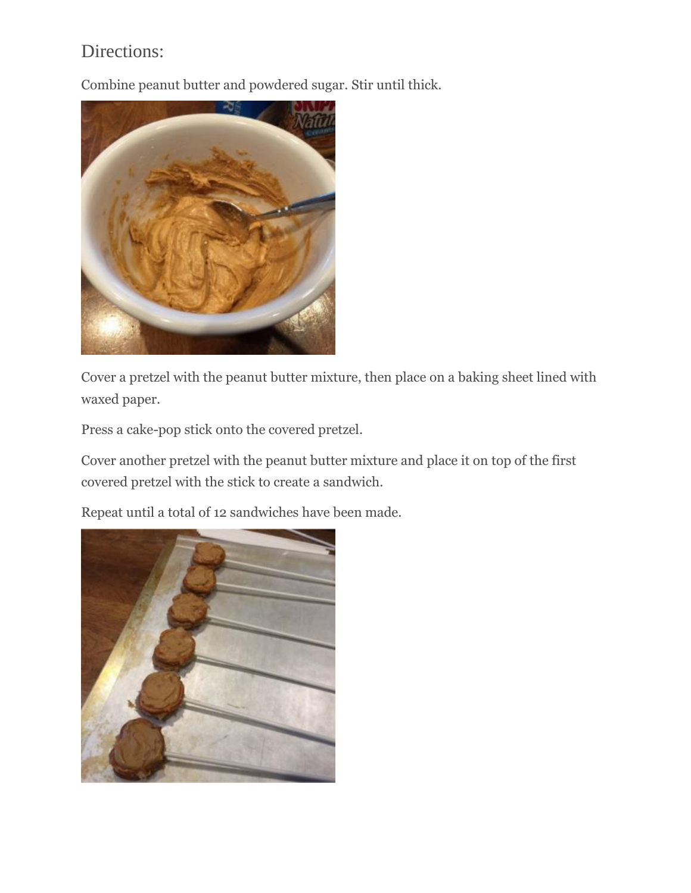## Directions:

Combine peanut butter and powdered sugar. Stir until thick.

Cover a pretzel with the peanut butter mixture, then place on a baking sheet lined with waxed paper.

Press a cake-pop stick onto the covered pretzel.

Cover another pretzel with the peanut butter mixture and place it on top of the first covered pretzel with the stick to create a sandwich.

Repeat until a total of 12 sandwiches have been made.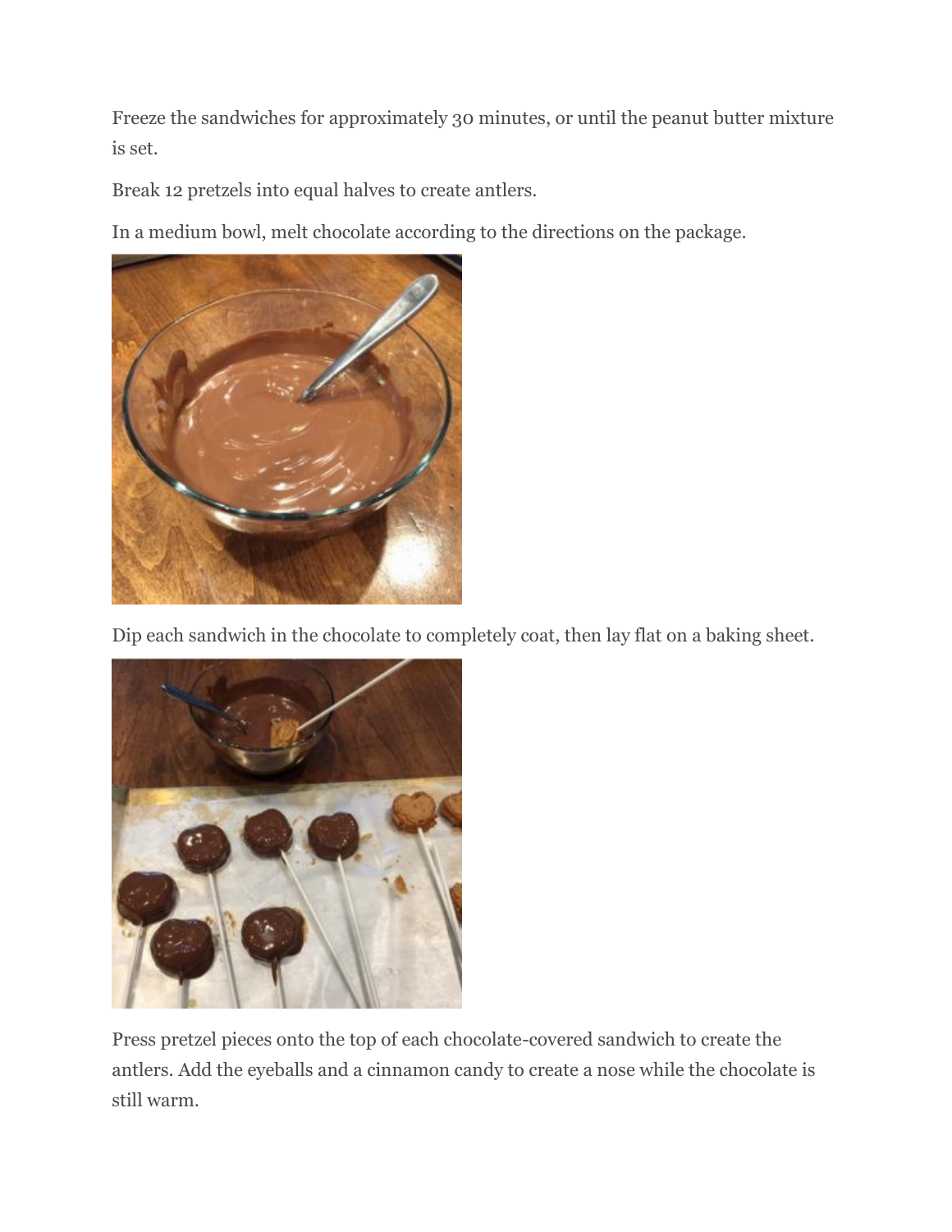Freeze the sandwiches for approximately 30 minutes, or until the peanut butter mixture is set.

Break 12 pretzels into equal halves to create antlers.

In a medium bowl, melt chocolate according to the directions on the package.

Dip each sandwich in the chocolate to completely coat, then lay flat on a baking sheet.

Press pretzel pieces onto the top of each chocolate-covered sandwich to create the antlers. Add the eyeballs and a cinnamon candy to create a nose while the chocolate is still warm.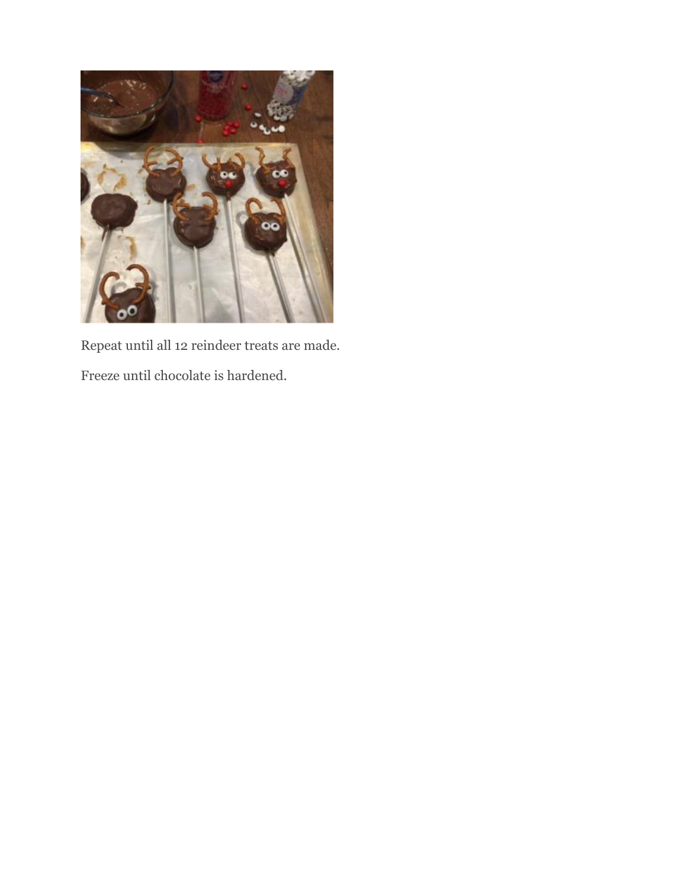Repeat until all 12 reindeer treats are made.

Freeze until chocolate is hardened.